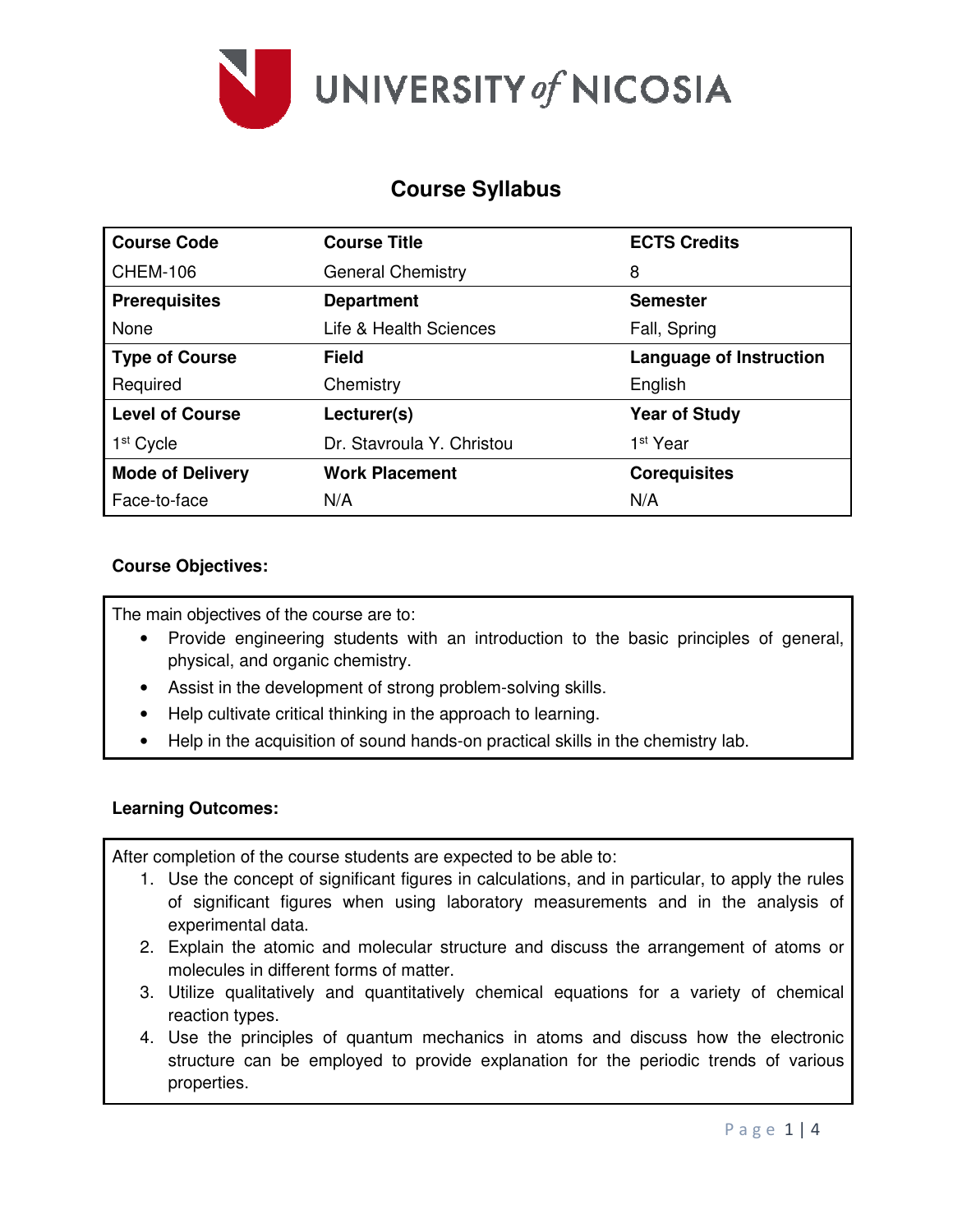UNIVERSITY of NICOSIA

# Course Syllabus

| Course Code | Course Title | ECTS Credits |
|---|---|---|
| CHEM-106 | General Chemistry | 8 |
| **Prerequisites** | **Department** | **Semester** |
| None | Life & Health Sciences | Fall, Spring |
| **Type of Course** | **Field** | **Language of Instruction** |
| Required | Chemistry | English |
| **Level of Course** | **Lecturer(s)** | **Year of Study** |
| 1st Cycle | Dr. Stavroula Y. Christou | 1st Year |
| **Mode of Delivery** | **Work Placement** | **Corequisites** |
| Face-to-face | N/A | N/A |

**Course Objectives:**

The main objectives of the course are to:

- Provide engineering students with an introduction to the basic principles of general, physical, and organic chemistry.
- Assist in the development of strong problem-solving skills.
- Help cultivate critical thinking in the approach to learning.
- Help in the acquisition of sound hands-on practical skills in the chemistry lab.

**Learning Outcomes:**

After completion of the course students are expected to be able to:

1. Use the concept of significant figures in calculations, and in particular, to apply the rules of significant figures when using laboratory measurements and in the analysis of experimental data.
2. Explain the atomic and molecular structure and discuss the arrangement of atoms or molecules in different forms of matter.
3. Utilize qualitatively and quantitatively chemical equations for a variety of chemical reaction types.
4. Use the principles of quantum mechanics in atoms and discuss how the electronic structure can be employed to provide explanation for the periodic trends of various properties.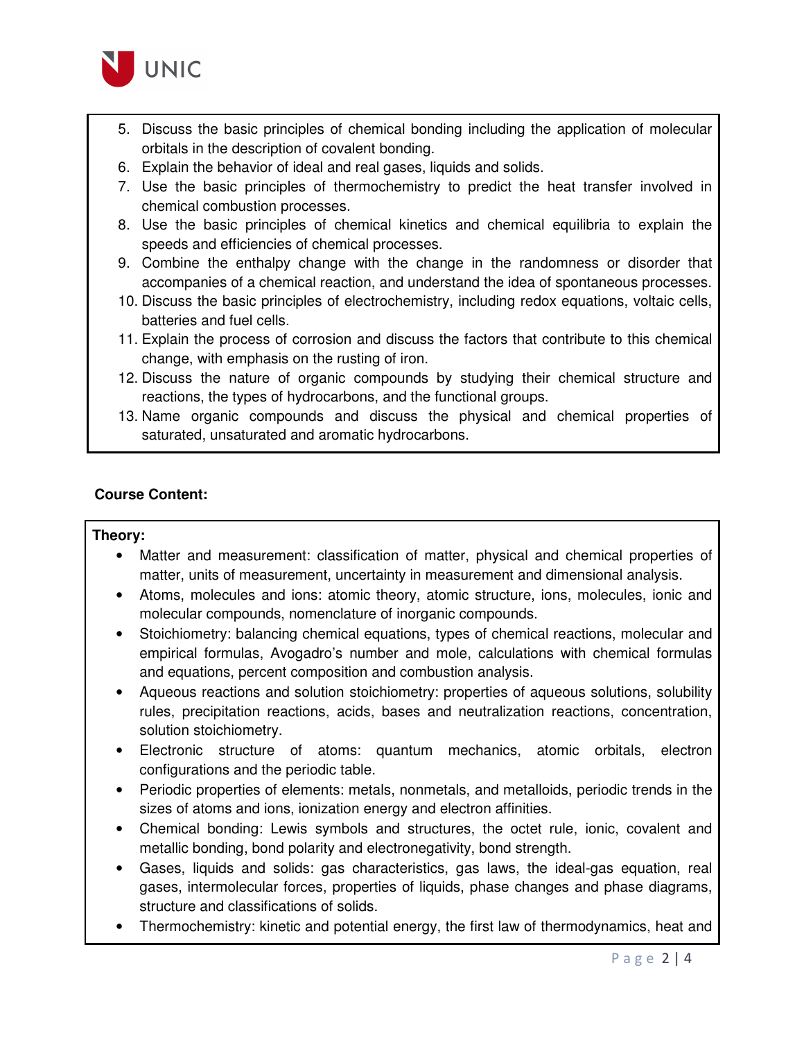5. Discuss the basic principles of chemical bonding including the application of molecular orbitals in the description of covalent bonding.
6. Explain the behavior of ideal and real gases, liquids and solids.
7. Use the basic principles of thermochemistry to predict the heat transfer involved in chemical combustion processes.
8. Use the basic principles of chemical kinetics and chemical equilibria to explain the speeds and efficiencies of chemical processes.
9. Combine the enthalpy change with the change in the randomness or disorder that accompanies of a chemical reaction, and understand the idea of spontaneous processes.
10. Discuss the basic principles of electrochemistry, including redox equations, voltaic cells, batteries and fuel cells.
11. Explain the process of corrosion and discuss the factors that contribute to this chemical change, with emphasis on the rusting of iron.
12. Discuss the nature of organic compounds by studying their chemical structure and reactions, the types of hydrocarbons, and the functional groups.
13. Name organic compounds and discuss the physical and chemical properties of saturated, unsaturated and aromatic hydrocarbons.

**Course Content:**

**Theory:**

- Matter and measurement: classification of matter, physical and chemical properties of matter, units of measurement, uncertainty in measurement and dimensional analysis.
- Atoms, molecules and ions: atomic theory, atomic structure, ions, molecules, ionic and molecular compounds, nomenclature of inorganic compounds.
- Stoichiometry: balancing chemical equations, types of chemical reactions, molecular and empirical formulas, Avogadro's number and mole, calculations with chemical formulas and equations, percent composition and combustion analysis.
- Aqueous reactions and solution stoichiometry: properties of aqueous solutions, solubility rules, precipitation reactions, acids, bases and neutralization reactions, concentration, solution stoichiometry.
- Electronic structure of atoms: quantum mechanics, atomic orbitals, electron configurations and the periodic table.
- Periodic properties of elements: metals, nonmetals, and metalloids, periodic trends in the sizes of atoms and ions, ionization energy and electron affinities.
- Chemical bonding: Lewis symbols and structures, the octet rule, ionic, covalent and metallic bonding, bond polarity and electronegativity, bond strength.
- Gases, liquids and solids: gas characteristics, gas laws, the ideal-gas equation, real gases, intermolecular forces, properties of liquids, phase changes and phase diagrams, structure and classifications of solids.
- Thermochemistry: kinetic and potential energy, the first law of thermodynamics, heat and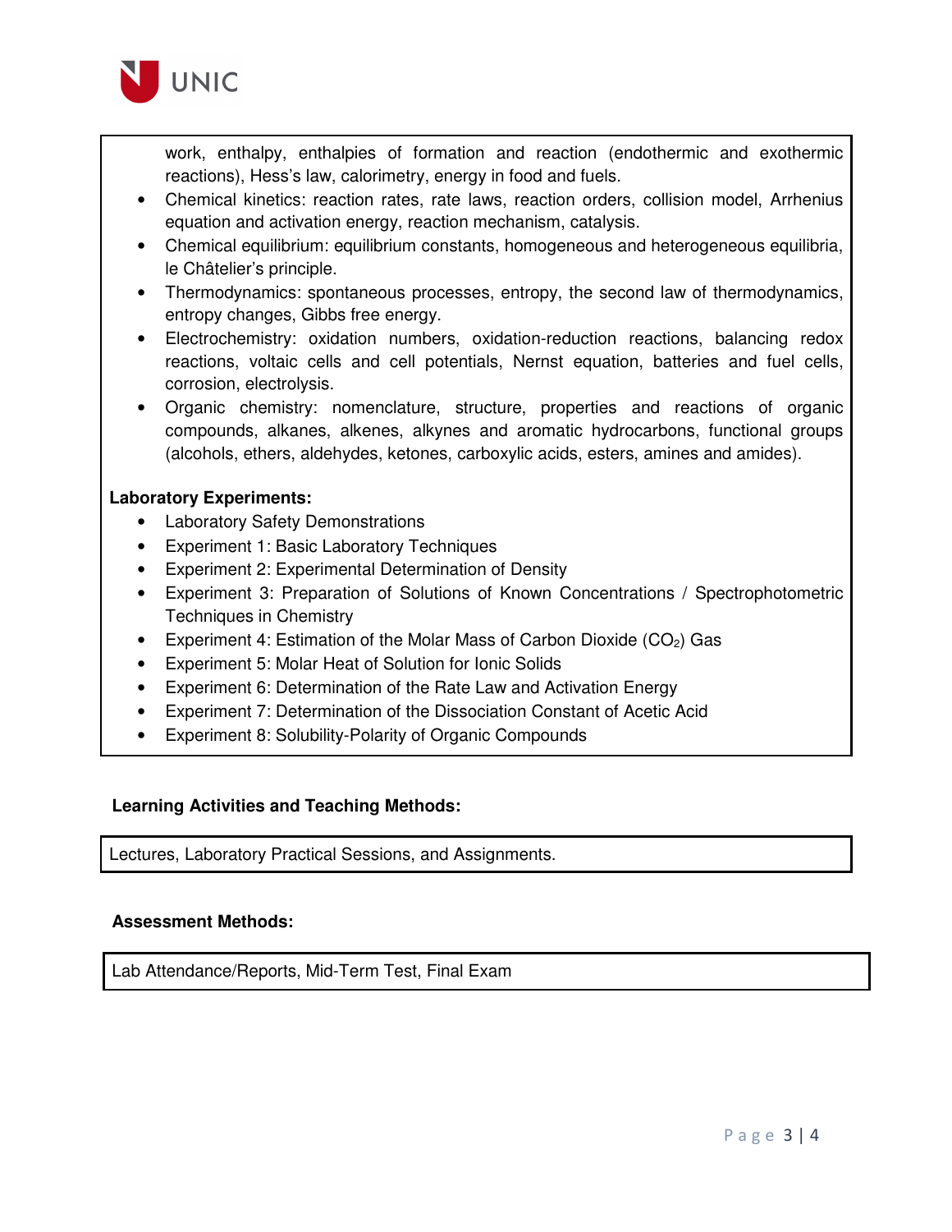work, enthalpy, enthalpies of formation and reaction (endothermic and exothermic reactions), Hess's law, calorimetry, energy in food and fuels.

- Chemical kinetics: reaction rates, rate laws, reaction orders, collision model, Arrhenius equation and activation energy, reaction mechanism, catalysis.
- Chemical equilibrium: equilibrium constants, homogeneous and heterogeneous equilibria, le Châtelier's principle.
- Thermodynamics: spontaneous processes, entropy, the second law of thermodynamics, entropy changes, Gibbs free energy.
- Electrochemistry: oxidation numbers, oxidation-reduction reactions, balancing redox reactions, voltaic cells and cell potentials, Nernst equation, batteries and fuel cells, corrosion, electrolysis.
- Organic chemistry: nomenclature, structure, properties and reactions of organic compounds, alkanes, alkenes, alkynes and aromatic hydrocarbons, functional groups (alcohols, ethers, aldehydes, ketones, carboxylic acids, esters, amines and amides).

**Laboratory Experiments:**

- Laboratory Safety Demonstrations
- Experiment 1: Basic Laboratory Techniques
- Experiment 2: Experimental Determination of Density
- Experiment 3: Preparation of Solutions of Known Concentrations / Spectrophotometric Techniques in Chemistry
- Experiment 4: Estimation of the Molar Mass of Carbon Dioxide ($CO_2$) Gas
- Experiment 5: Molar Heat of Solution for Ionic Solids
- Experiment 6: Determination of the Rate Law and Activation Energy
- Experiment 7: Determination of the Dissociation Constant of Acetic Acid
- Experiment 8: Solubility-Polarity of Organic Compounds

**Learning Activities and Teaching Methods:**

Lectures, Laboratory Practical Sessions, and Assignments.

**Assessment Methods:**

Lab Attendance/Reports, Mid-Term Test, Final Exam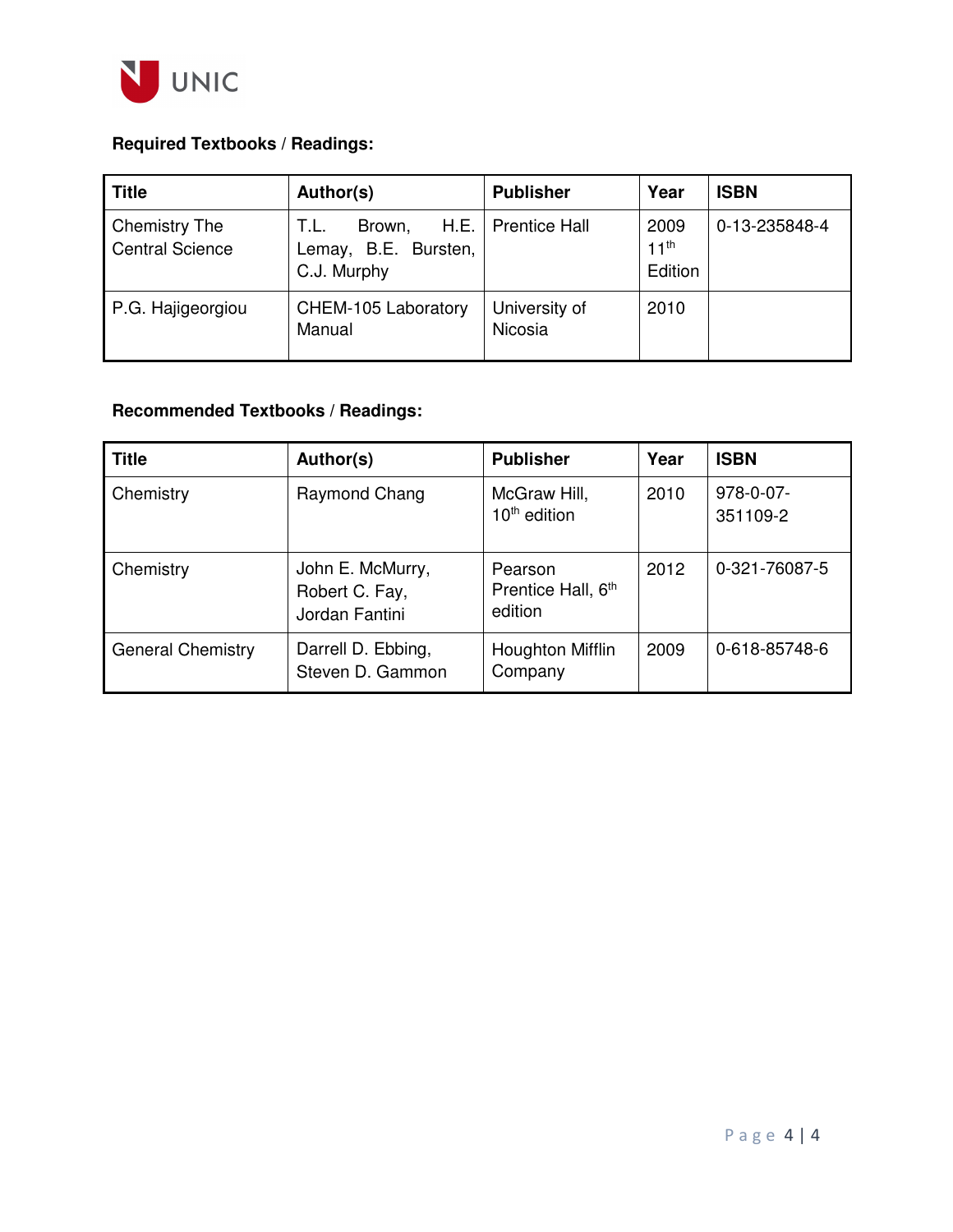**Required Textbooks / Readings:**

| Title | Author(s) | Publisher | Year | ISBN |
|---|---|---|---|---|
| Chemistry The Central Science | T.L. Brown, H.E. Lemay, B.E. Bursten, C.J. Murphy | Prentice Hall | 2009 11th Edition | 0-13-235848-4 |
| P.G. Hajigeorgiou | CHEM-105 Laboratory Manual | University of Nicosia | 2010 | |

**Recommended Textbooks / Readings:**

| Title | Author(s) | Publisher | Year | ISBN |
|---|---|---|---|---|
| Chemistry | Raymond Chang | McGraw Hill, 10th edition | 2010 | 978-0-07-351109-2 |
| Chemistry | John E. McMurry, Robert C. Fay, Jordan Fantini | Pearson Prentice Hall, 6th edition | 2012 | 0-321-76087-5 |
| General Chemistry | Darrell D. Ebbing, Steven D. Gammon | Houghton Mifflin Company | 2009 | 0-618-85748-6 |